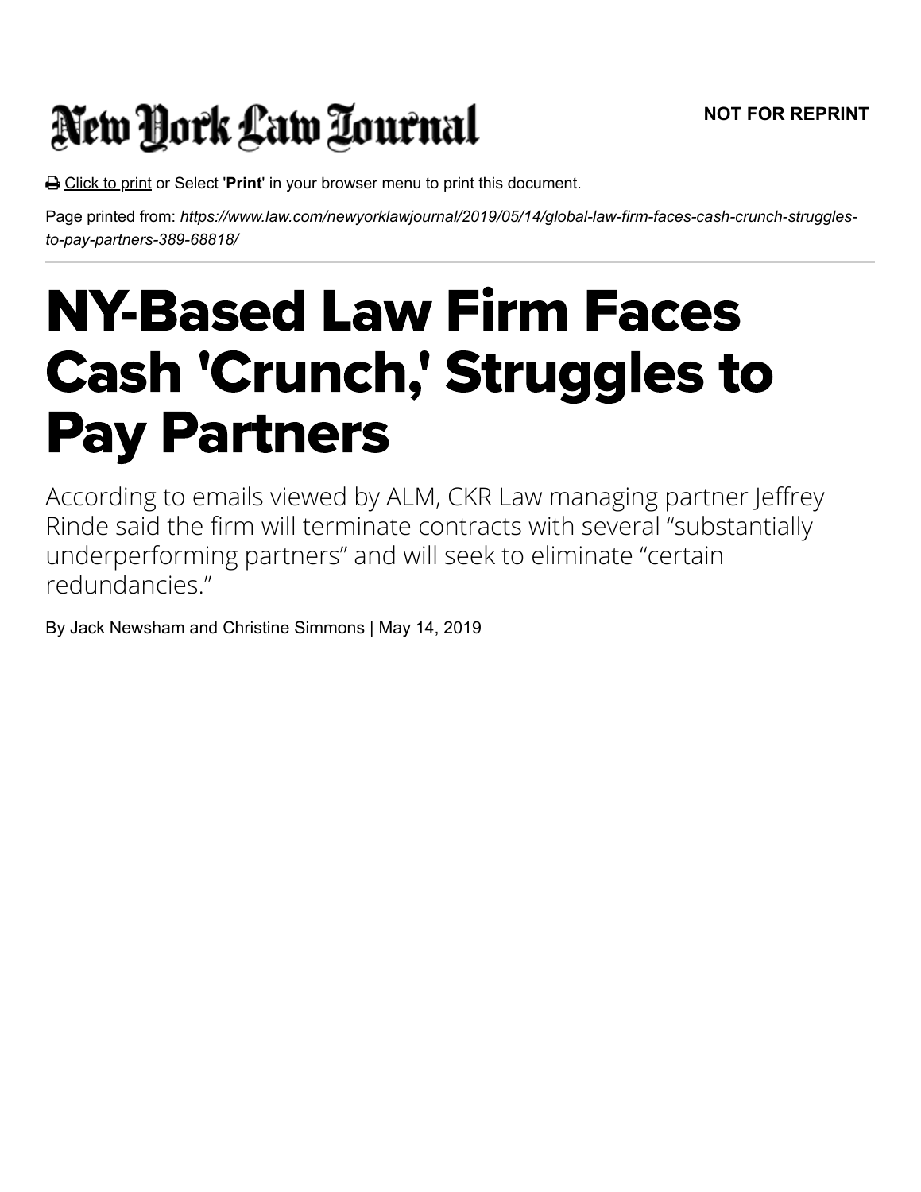# New York Law Journal

**NOT FOR REPRINT**

Click to print or Select '**Print**' in your browser menu to print this document.

Page printed from: *https://www.law.com/newyorklawjournal/2019/05/14/global-law-firm-faces-cash-crunch-struggles-to-pay-partners-389-68818/*

# NY-Based Law Firm Faces Cash 'Crunch,' Struggles to Pay Partners

According to emails viewed by ALM, CKR Law managing partner Jeffrey Rinde said the firm will terminate contracts with several "substantially underperforming partners" and will seek to eliminate "certain redundancies."

By Jack Newsham and Christine Simmons | May 14, 2019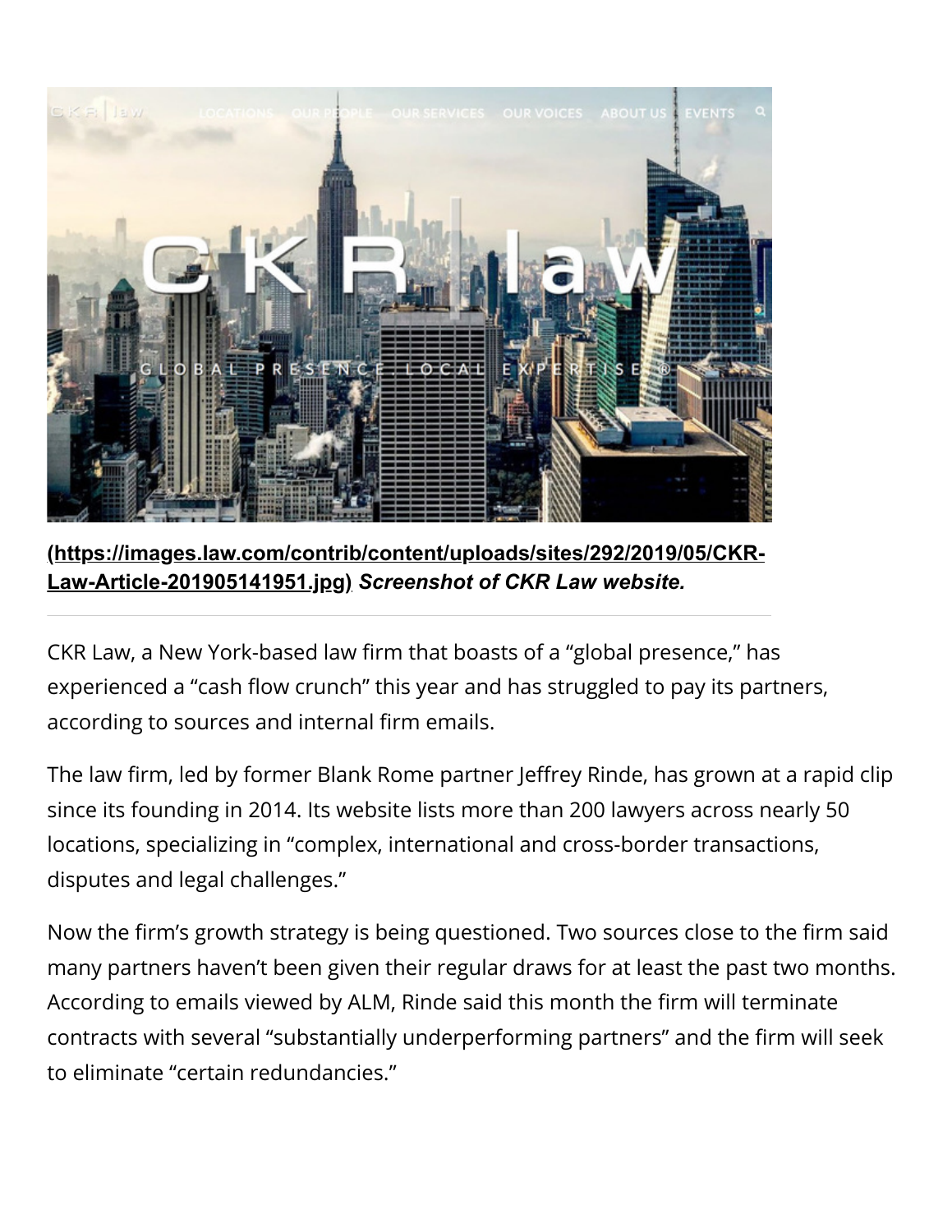[(https://images.law.com/contrib/content/uploads/sites/292/2019/05/CKR-Law-Article-201905141951.jpg)](https://images.law.com/contrib/content/uploads/sites/292/2019/05/CKR-Law-Article-201905141951.jpg) ***Screenshot of CKR Law website.***

---

CKR Law, a New York-based law firm that boasts of a "global presence," has experienced a "cash flow crunch" this year and has struggled to pay its partners, according to sources and internal firm emails.

The law firm, led by former Blank Rome partner Jeffrey Rinde, has grown at a rapid clip since its founding in 2014. Its website lists more than 200 lawyers across nearly 50 locations, specializing in "complex, international and cross-border transactions, disputes and legal challenges."

Now the firm's growth strategy is being questioned. Two sources close to the firm said many partners haven't been given their regular draws for at least the past two months. According to emails viewed by ALM, Rinde said this month the firm will terminate contracts with several "substantially underperforming partners" and the firm will seek to eliminate "certain redundancies."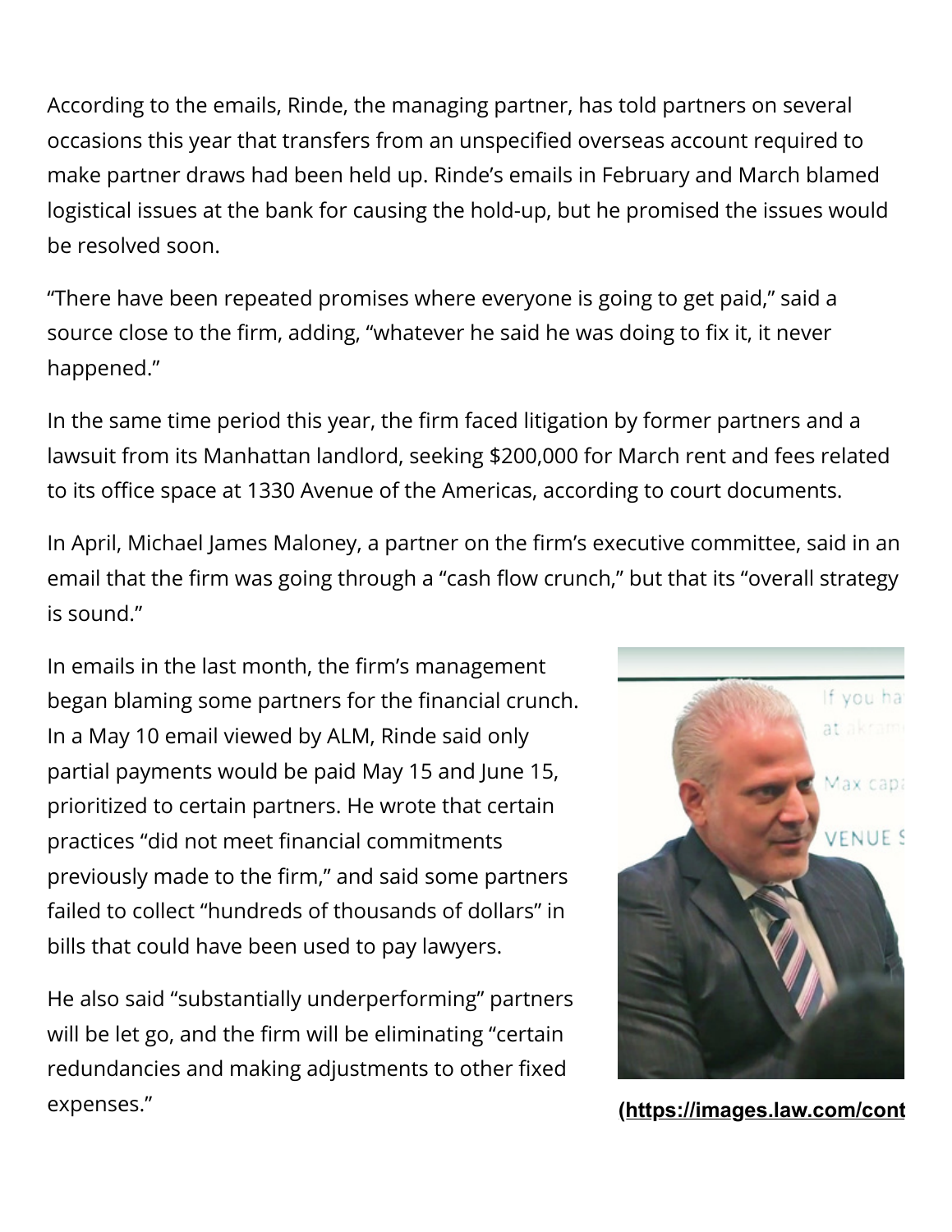According to the emails, Rinde, the managing partner, has told partners on several occasions this year that transfers from an unspecified overseas account required to make partner draws had been held up. Rinde's emails in February and March blamed logistical issues at the bank for causing the hold-up, but he promised the issues would be resolved soon.

"There have been repeated promises where everyone is going to get paid," said a source close to the firm, adding, "whatever he said he was doing to fix it, it never happened."

In the same time period this year, the firm faced litigation by former partners and a lawsuit from its Manhattan landlord, seeking $200,000 for March rent and fees related to its office space at 1330 Avenue of the Americas, according to court documents.

In April, Michael James Maloney, a partner on the firm's executive committee, said in an email that the firm was going through a "cash flow crunch," but that its "overall strategy is sound."

In emails in the last month, the firm's management began blaming some partners for the financial crunch. In a May 10 email viewed by ALM, Rinde said only partial payments would be paid May 15 and June 15, prioritized to certain partners. He wrote that certain practices "did not meet financial commitments previously made to the firm," and said some partners failed to collect "hundreds of thousands of dollars" in bills that could have been used to pay lawyers.

He also said "substantially underperforming" partners will be let go, and the firm will be eliminating "certain redundancies and making adjustments to other fixed expenses."

(https://images.law.com/cont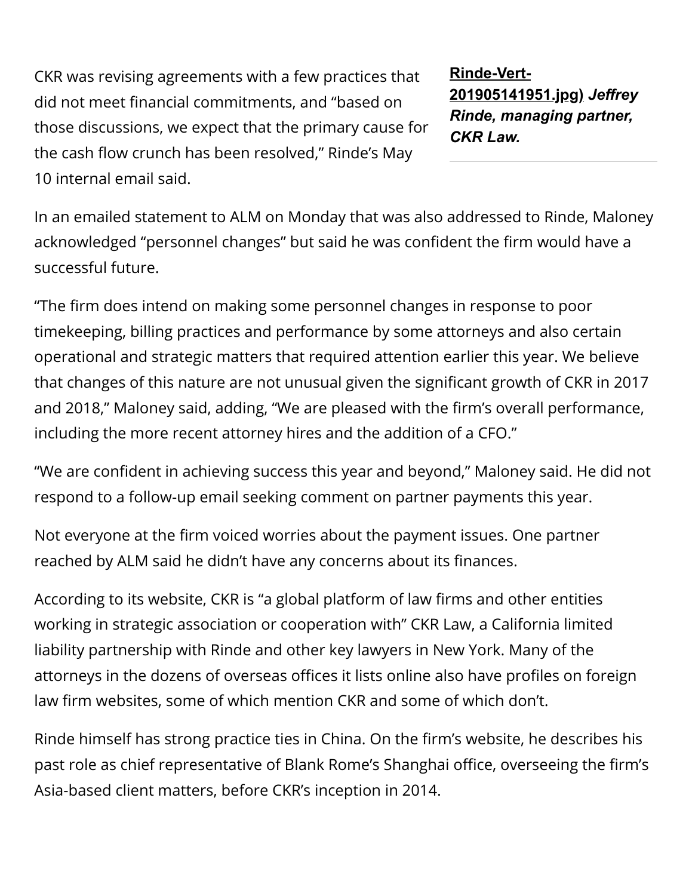CKR was revising agreements with a few practices that did not meet financial commitments, and "based on those discussions, we expect that the primary cause for the cash flow crunch has been resolved," Rinde's May 10 internal email said.

**Rinde-Vert-201905141951.jpg)** ***Jeffrey Rinde, managing partner, CKR Law.***

In an emailed statement to ALM on Monday that was also addressed to Rinde, Maloney acknowledged "personnel changes" but said he was confident the firm would have a successful future.

"The firm does intend on making some personnel changes in response to poor timekeeping, billing practices and performance by some attorneys and also certain operational and strategic matters that required attention earlier this year. We believe that changes of this nature are not unusual given the significant growth of CKR in 2017 and 2018," Maloney said, adding, "We are pleased with the firm's overall performance, including the more recent attorney hires and the addition of a CFO."

"We are confident in achieving success this year and beyond," Maloney said. He did not respond to a follow-up email seeking comment on partner payments this year.

Not everyone at the firm voiced worries about the payment issues. One partner reached by ALM said he didn't have any concerns about its finances.

According to its website, CKR is "a global platform of law firms and other entities working in strategic association or cooperation with" CKR Law, a California limited liability partnership with Rinde and other key lawyers in New York. Many of the attorneys in the dozens of overseas offices it lists online also have profiles on foreign law firm websites, some of which mention CKR and some of which don't.

Rinde himself has strong practice ties in China. On the firm's website, he describes his past role as chief representative of Blank Rome's Shanghai office, overseeing the firm's Asia-based client matters, before CKR's inception in 2014.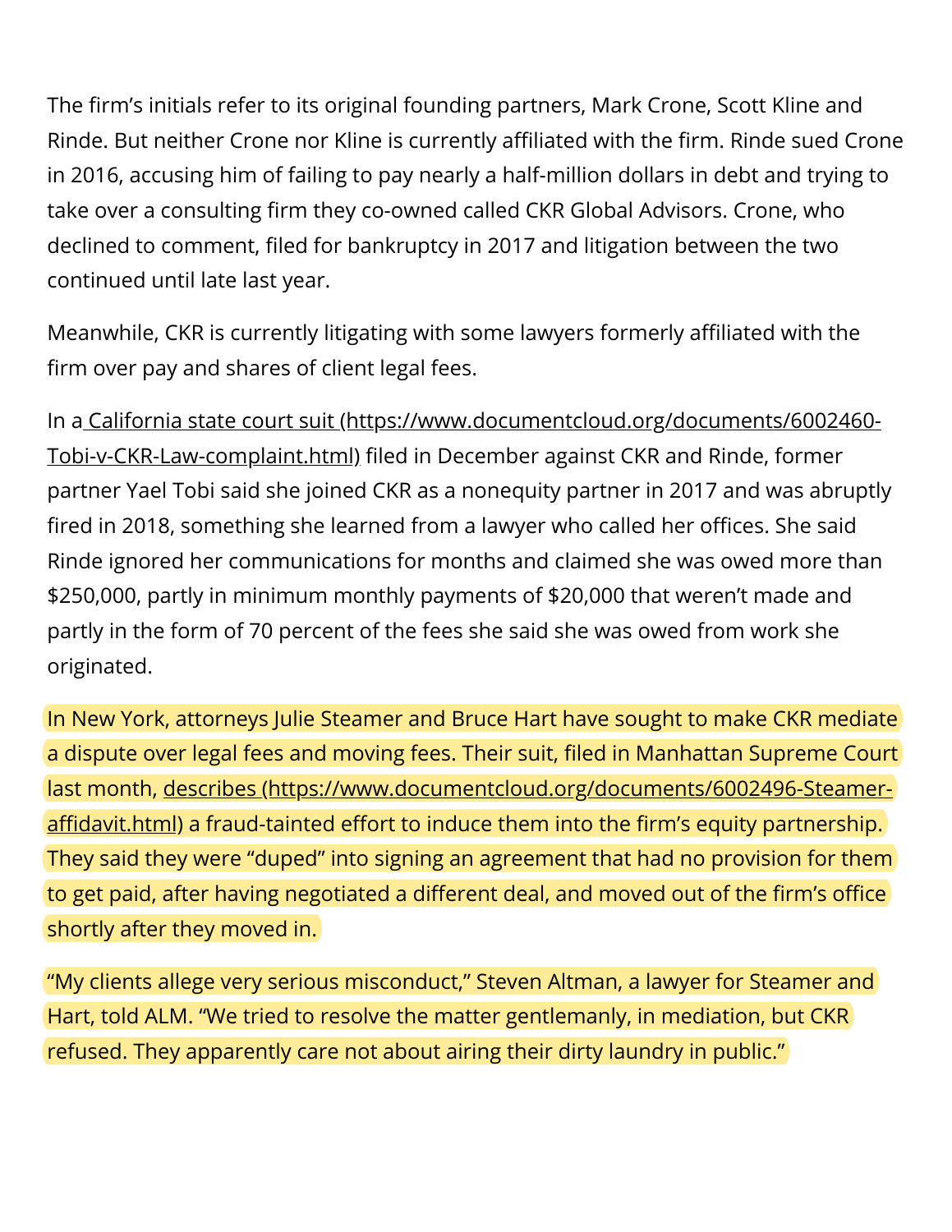The firm's initials refer to its original founding partners, Mark Crone, Scott Kline and Rinde. But neither Crone nor Kline is currently affiliated with the firm. Rinde sued Crone in 2016, accusing him of failing to pay nearly a half-million dollars in debt and trying to take over a consulting firm they co-owned called CKR Global Advisors. Crone, who declined to comment, filed for bankruptcy in 2017 and litigation between the two continued until late last year.

Meanwhile, CKR is currently litigating with some lawyers formerly affiliated with the firm over pay and shares of client legal fees.

In a [California state court suit (https://www.documentcloud.org/documents/6002460-Tobi-v-CKR-Law-complaint.html)](https://www.documentcloud.org/documents/6002460-Tobi-v-CKR-Law-complaint.html) filed in December against CKR and Rinde, former partner Yael Tobi said she joined CKR as a nonequity partner in 2017 and was abruptly fired in 2018, something she learned from a lawyer who called her offices. She said Rinde ignored her communications for months and claimed she was owed more than $250,000, partly in minimum monthly payments of $20,000 that weren't made and partly in the form of 70 percent of the fees she said she was owed from work she originated.

In New York, attorneys Julie Steamer and Bruce Hart have sought to make CKR mediate a dispute over legal fees and moving fees. Their suit, filed in Manhattan Supreme Court last month, [describes (https://www.documentcloud.org/documents/6002496-Steamer-affidavit.html)](https://www.documentcloud.org/documents/6002496-Steamer-affidavit.html) a fraud-tainted effort to induce them into the firm's equity partnership. They said they were "duped" into signing an agreement that had no provision for them to get paid, after having negotiated a different deal, and moved out of the firm's office shortly after they moved in.

"My clients allege very serious misconduct," Steven Altman, a lawyer for Steamer and Hart, told ALM. "We tried to resolve the matter gentlemanly, in mediation, but CKR refused. They apparently care not about airing their dirty laundry in public."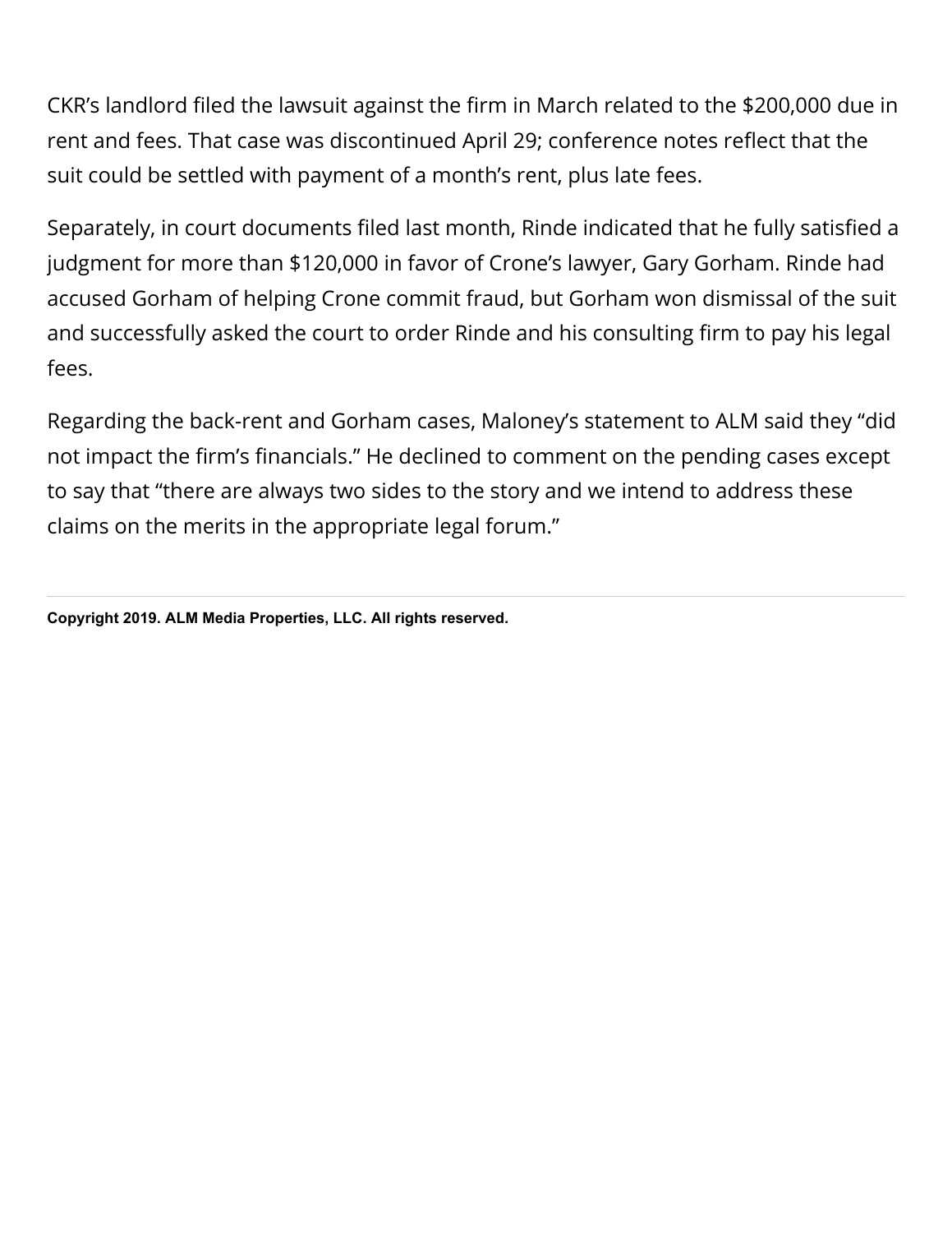CKR's landlord filed the lawsuit against the firm in March related to the $200,000 due in rent and fees. That case was discontinued April 29; conference notes reflect that the suit could be settled with payment of a month's rent, plus late fees.

Separately, in court documents filed last month, Rinde indicated that he fully satisfied a judgment for more than $120,000 in favor of Crone's lawyer, Gary Gorham. Rinde had accused Gorham of helping Crone commit fraud, but Gorham won dismissal of the suit and successfully asked the court to order Rinde and his consulting firm to pay his legal fees.

Regarding the back-rent and Gorham cases, Maloney's statement to ALM said they "did not impact the firm's financials." He declined to comment on the pending cases except to say that "there are always two sides to the story and we intend to address these claims on the merits in the appropriate legal forum."

---

**Copyright 2019. ALM Media Properties, LLC. All rights reserved.**